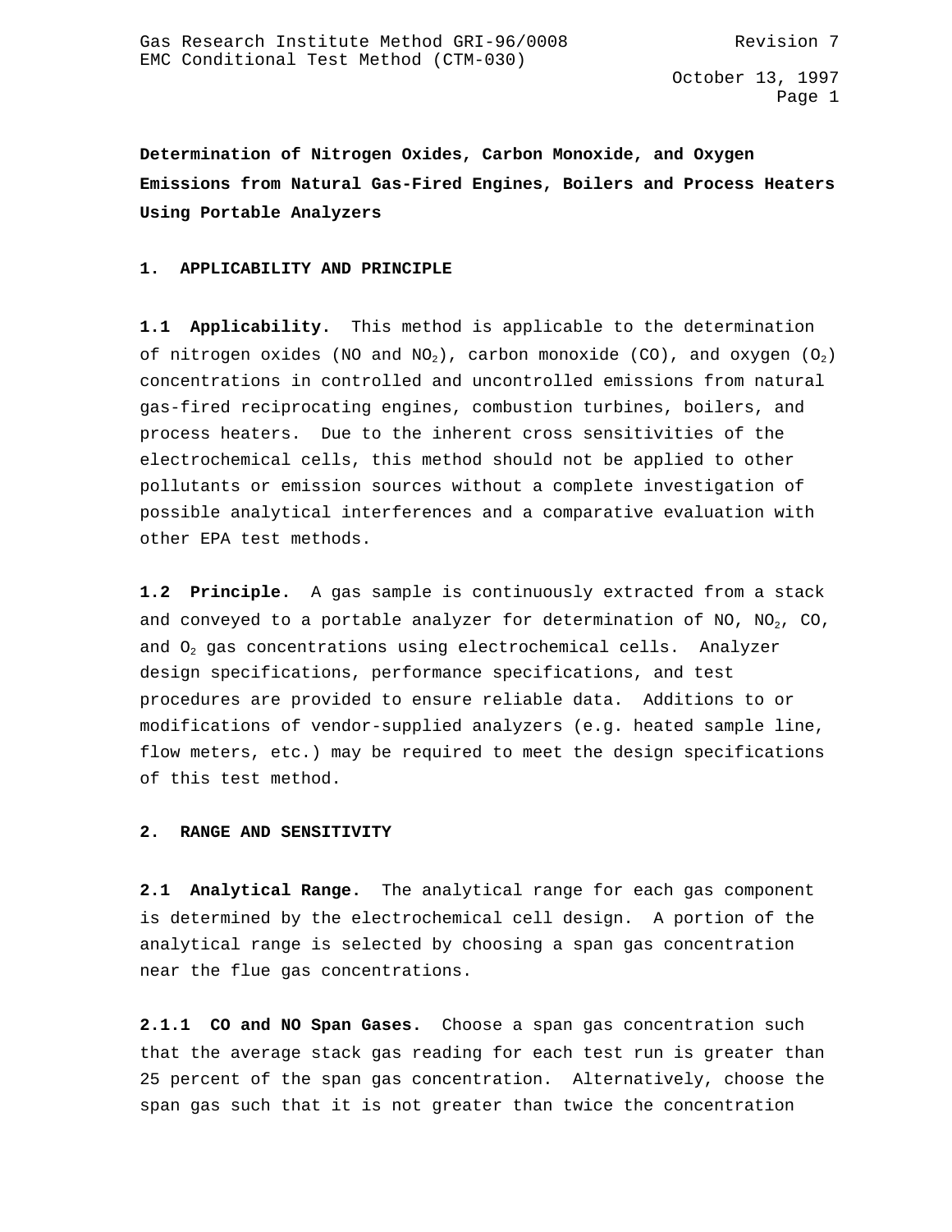**Determination of Nitrogen Oxides, Carbon Monoxide, and Oxygen Emissions from Natural Gas-Fired Engines, Boilers and Process Heaters Using Portable Analyzers**

## 1. APPLICABILITY AND PRINCIPLE

**1.1 Applicability.** This method is applicable to the determination of nitrogen oxides (NO and $NO_2$), carbon monoxide (CO), and oxygen ($O_2$) concentrations in controlled and uncontrolled emissions from natural gas-fired reciprocating engines, combustion turbines, boilers, and process heaters. Due to the inherent cross sensitivities of the electrochemical cells, this method should not be applied to other pollutants or emission sources without a complete investigation of possible analytical interferences and a comparative evaluation with other EPA test methods.

**1.2 Principle.** A gas sample is continuously extracted from a stack and conveyed to a portable analyzer for determination of NO, $NO_2$, CO, and $O_2$ gas concentrations using electrochemical cells. Analyzer design specifications, performance specifications, and test procedures are provided to ensure reliable data. Additions to or modifications of vendor-supplied analyzers (e.g. heated sample line, flow meters, etc.) may be required to meet the design specifications of this test method.

## 2. RANGE AND SENSITIVITY

**2.1 Analytical Range.** The analytical range for each gas component is determined by the electrochemical cell design. A portion of the analytical range is selected by choosing a span gas concentration near the flue gas concentrations.

**2.1.1 CO and NO Span Gases.** Choose a span gas concentration such that the average stack gas reading for each test run is greater than 25 percent of the span gas concentration. Alternatively, choose the span gas such that it is not greater than twice the concentration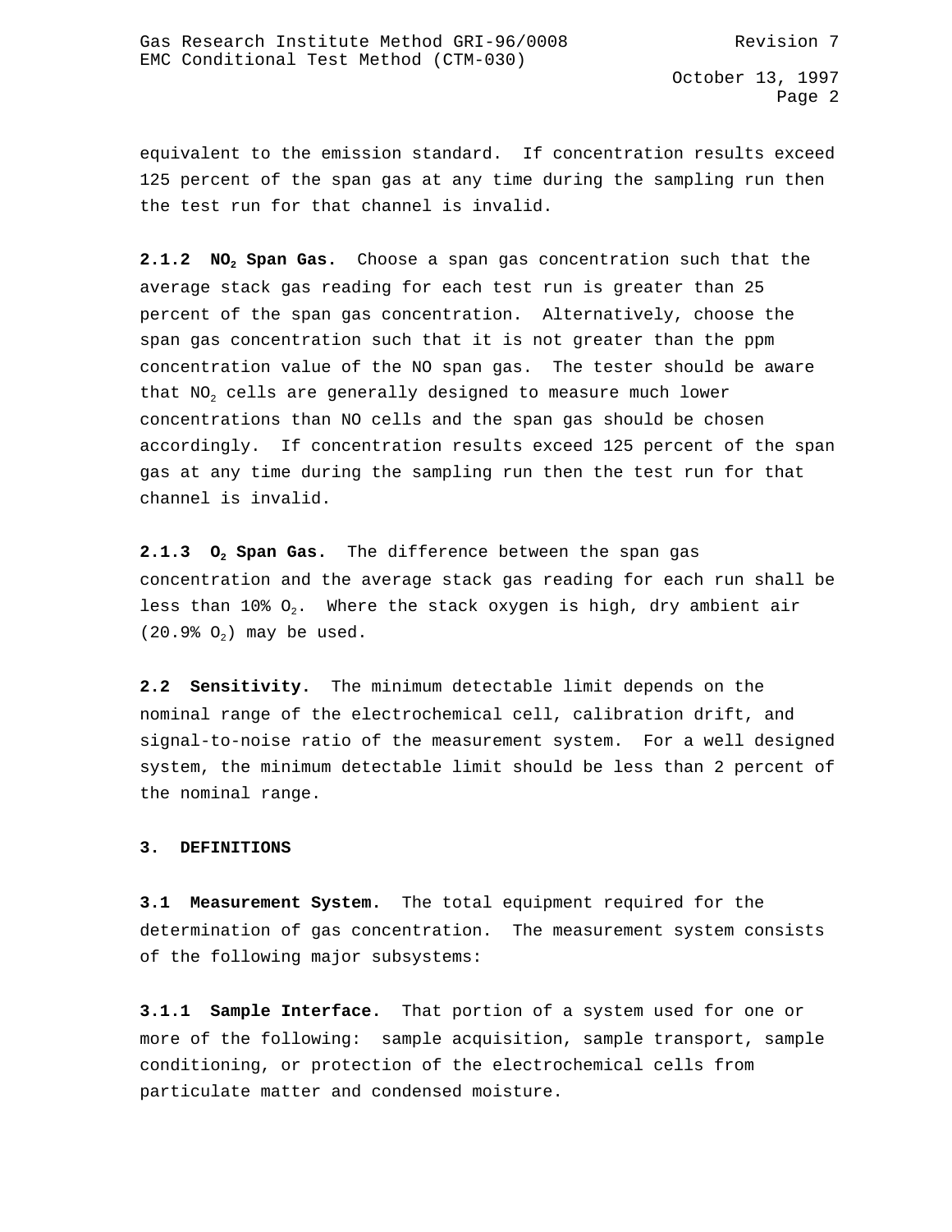equivalent to the emission standard. If concentration results exceed 125 percent of the span gas at any time during the sampling run then the test run for that channel is invalid.

**2.1.2 $NO_2$ Span Gas.** Choose a span gas concentration such that the average stack gas reading for each test run is greater than 25 percent of the span gas concentration. Alternatively, choose the span gas concentration such that it is not greater than the ppm concentration value of the NO span gas. The tester should be aware that $NO_2$ cells are generally designed to measure much lower concentrations than NO cells and the span gas should be chosen accordingly. If concentration results exceed 125 percent of the span gas at any time during the sampling run then the test run for that channel is invalid.

**2.1.3 $O_2$ Span Gas.** The difference between the span gas concentration and the average stack gas reading for each run shall be less than 10% $O_2$. Where the stack oxygen is high, dry ambient air (20.9% $O_2$) may be used.

**2.2 Sensitivity.** The minimum detectable limit depends on the nominal range of the electrochemical cell, calibration drift, and signal-to-noise ratio of the measurement system. For a well designed system, the minimum detectable limit should be less than 2 percent of the nominal range.

## 3. DEFINITIONS

**3.1 Measurement System.** The total equipment required for the determination of gas concentration. The measurement system consists of the following major subsystems:

**3.1.1 Sample Interface.** That portion of a system used for one or more of the following: sample acquisition, sample transport, sample conditioning, or protection of the electrochemical cells from particulate matter and condensed moisture.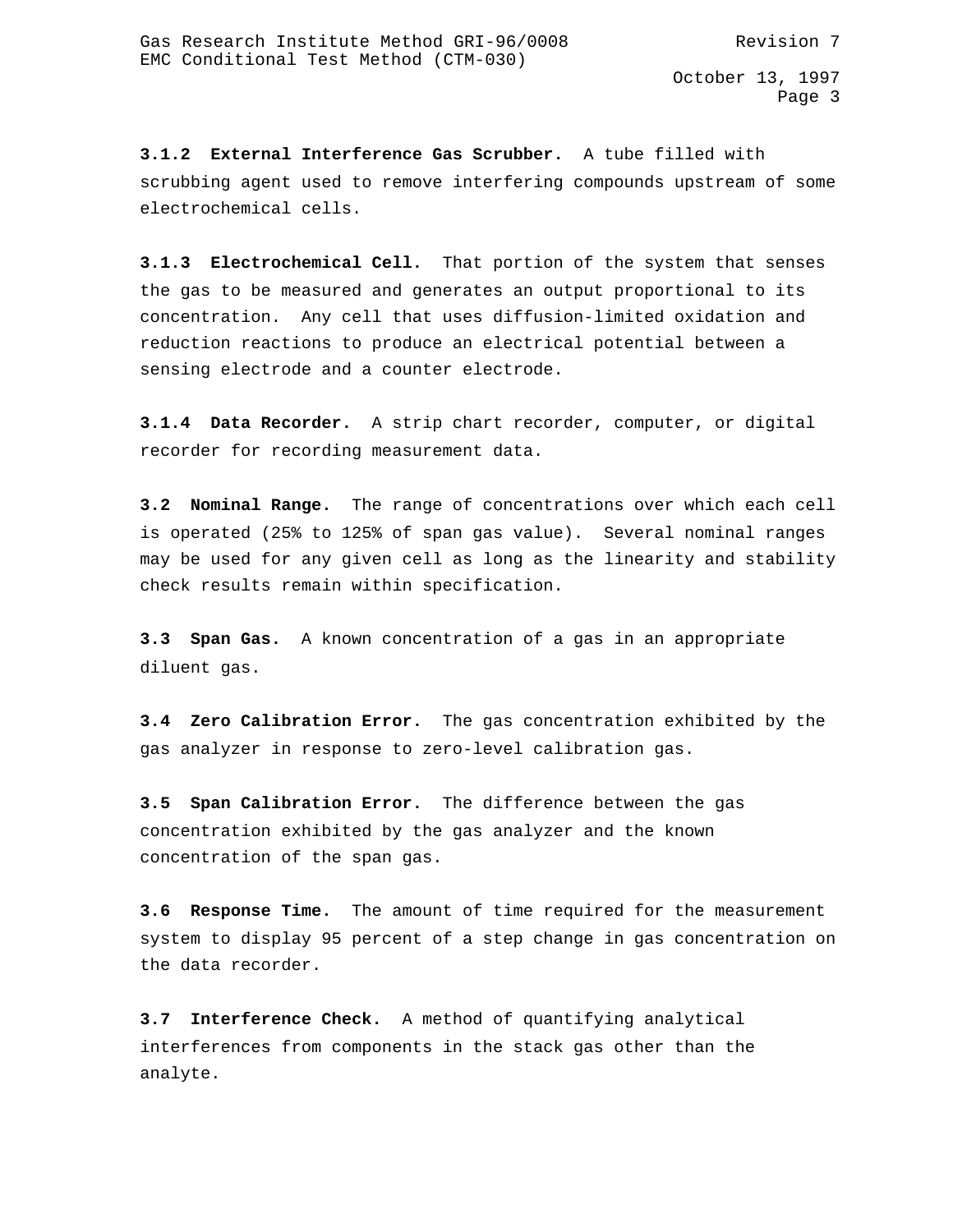**3.1.2 External Interference Gas Scrubber.** A tube filled with scrubbing agent used to remove interfering compounds upstream of some electrochemical cells.

**3.1.3 Electrochemical Cell.** That portion of the system that senses the gas to be measured and generates an output proportional to its concentration. Any cell that uses diffusion-limited oxidation and reduction reactions to produce an electrical potential between a sensing electrode and a counter electrode.

**3.1.4 Data Recorder.** A strip chart recorder, computer, or digital recorder for recording measurement data.

**3.2 Nominal Range.** The range of concentrations over which each cell is operated (25% to 125% of span gas value). Several nominal ranges may be used for any given cell as long as the linearity and stability check results remain within specification.

**3.3 Span Gas.** A known concentration of a gas in an appropriate diluent gas.

**3.4 Zero Calibration Error.** The gas concentration exhibited by the gas analyzer in response to zero-level calibration gas.

**3.5 Span Calibration Error.** The difference between the gas concentration exhibited by the gas analyzer and the known concentration of the span gas.

**3.6 Response Time.** The amount of time required for the measurement system to display 95 percent of a step change in gas concentration on the data recorder.

**3.7 Interference Check.** A method of quantifying analytical interferences from components in the stack gas other than the analyte.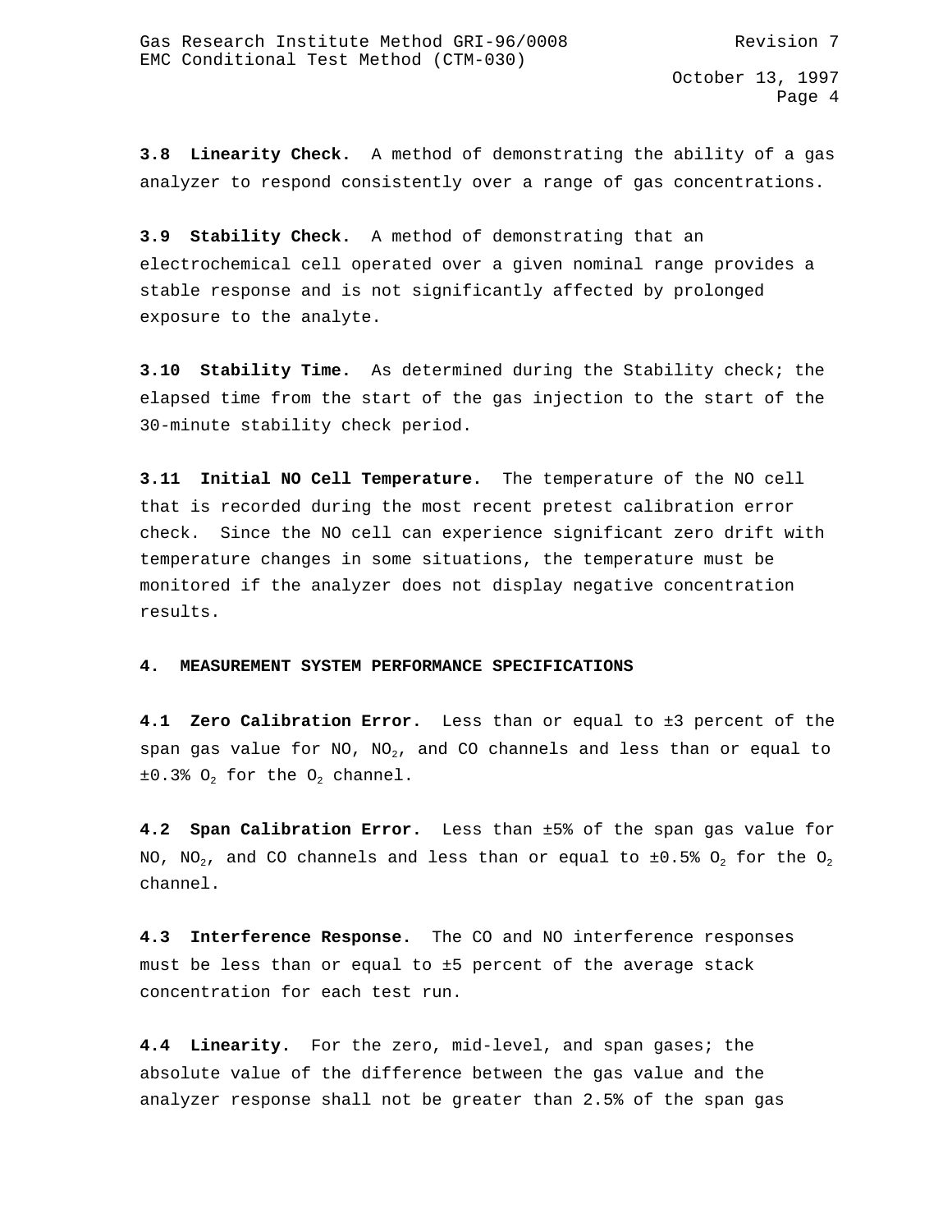**3.8 Linearity Check.** A method of demonstrating the ability of a gas analyzer to respond consistently over a range of gas concentrations.

**3.9 Stability Check.** A method of demonstrating that an electrochemical cell operated over a given nominal range provides a stable response and is not significantly affected by prolonged exposure to the analyte.

**3.10 Stability Time.** As determined during the Stability check; the elapsed time from the start of the gas injection to the start of the 30-minute stability check period.

**3.11 Initial NO Cell Temperature.** The temperature of the NO cell that is recorded during the most recent pretest calibration error check. Since the NO cell can experience significant zero drift with temperature changes in some situations, the temperature must be monitored if the analyzer does not display negative concentration results.

## 4. MEASUREMENT SYSTEM PERFORMANCE SPECIFICATIONS

**4.1 Zero Calibration Error.** Less than or equal to ±3 percent of the span gas value for NO, $NO_2$, and CO channels and less than or equal to ±0.3% $O_2$ for the $O_2$ channel.

**4.2 Span Calibration Error.** Less than ±5% of the span gas value for NO, $NO_2$, and CO channels and less than or equal to ±0.5% $O_2$ for the $O_2$ channel.

**4.3 Interference Response.** The CO and NO interference responses must be less than or equal to ±5 percent of the average stack concentration for each test run.

**4.4 Linearity.** For the zero, mid-level, and span gases; the absolute value of the difference between the gas value and the analyzer response shall not be greater than 2.5% of the span gas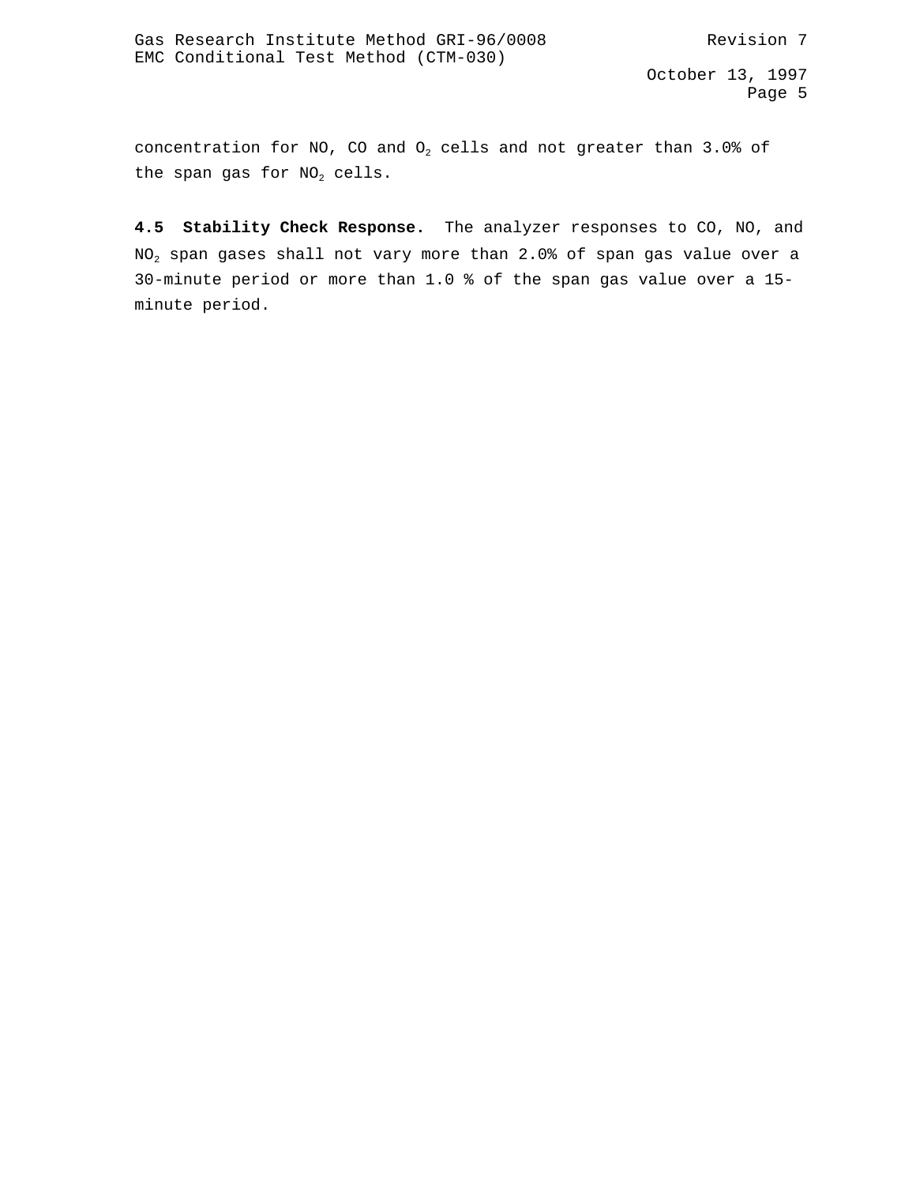concentration for NO, CO and $O_2$ cells and not greater than 3.0% of the span gas for $NO_2$ cells.

**4.5 Stability Check Response.** The analyzer responses to CO, NO, and $NO_2$ span gases shall not vary more than 2.0% of span gas value over a 30-minute period or more than 1.0 % of the span gas value over a 15-minute period.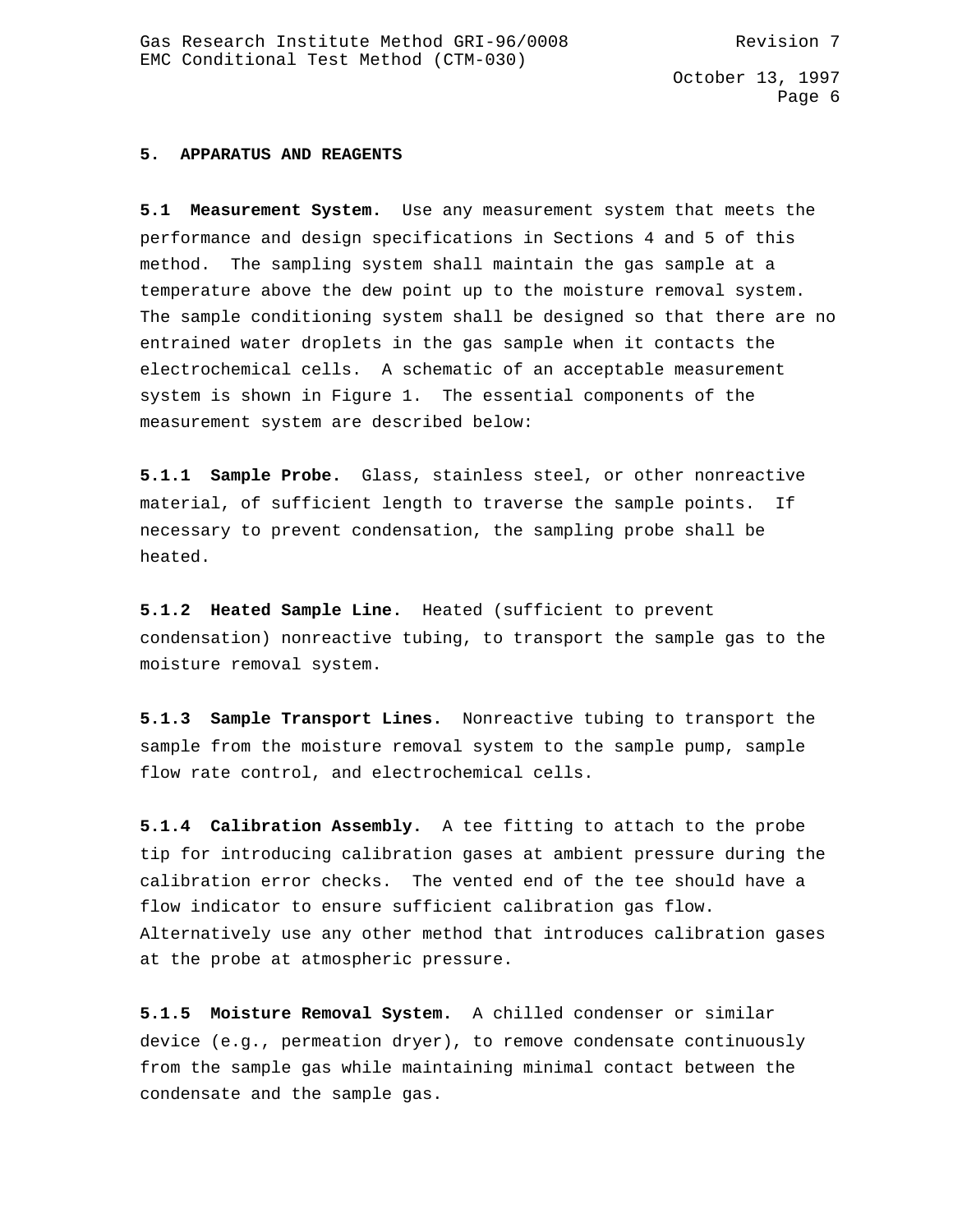## 5. APPARATUS AND REAGENTS

**5.1 Measurement System.** Use any measurement system that meets the performance and design specifications in Sections 4 and 5 of this method. The sampling system shall maintain the gas sample at a temperature above the dew point up to the moisture removal system. The sample conditioning system shall be designed so that there are no entrained water droplets in the gas sample when it contacts the electrochemical cells. A schematic of an acceptable measurement system is shown in Figure 1. The essential components of the measurement system are described below:

**5.1.1 Sample Probe.** Glass, stainless steel, or other nonreactive material, of sufficient length to traverse the sample points. If necessary to prevent condensation, the sampling probe shall be heated.

**5.1.2 Heated Sample Line.** Heated (sufficient to prevent condensation) nonreactive tubing, to transport the sample gas to the moisture removal system.

**5.1.3 Sample Transport Lines.** Nonreactive tubing to transport the sample from the moisture removal system to the sample pump, sample flow rate control, and electrochemical cells.

**5.1.4 Calibration Assembly.** A tee fitting to attach to the probe tip for introducing calibration gases at ambient pressure during the calibration error checks. The vented end of the tee should have a flow indicator to ensure sufficient calibration gas flow. Alternatively use any other method that introduces calibration gases at the probe at atmospheric pressure.

**5.1.5 Moisture Removal System.** A chilled condenser or similar device (e.g., permeation dryer), to remove condensate continuously from the sample gas while maintaining minimal contact between the condensate and the sample gas.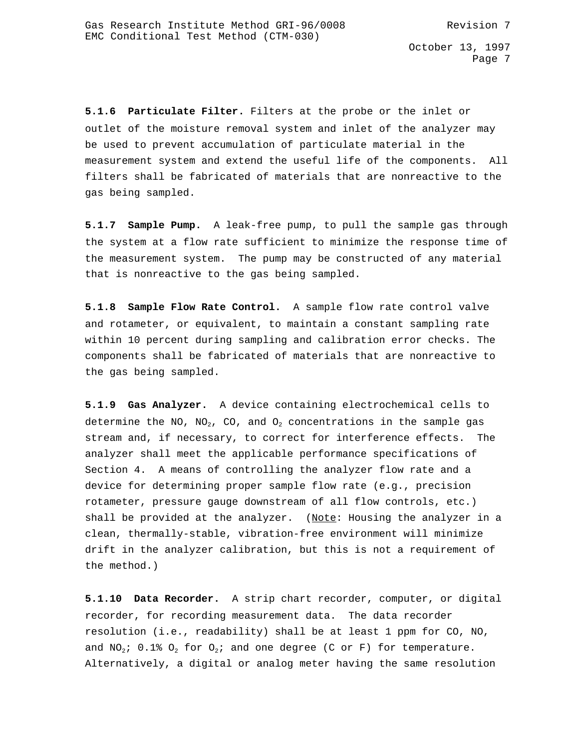**5.1.6 Particulate Filter.** Filters at the probe or the inlet or outlet of the moisture removal system and inlet of the analyzer may be used to prevent accumulation of particulate material in the measurement system and extend the useful life of the components. All filters shall be fabricated of materials that are nonreactive to the gas being sampled.

**5.1.7 Sample Pump.** A leak-free pump, to pull the sample gas through the system at a flow rate sufficient to minimize the response time of the measurement system. The pump may be constructed of any material that is nonreactive to the gas being sampled.

**5.1.8 Sample Flow Rate Control.** A sample flow rate control valve and rotameter, or equivalent, to maintain a constant sampling rate within 10 percent during sampling and calibration error checks. The components shall be fabricated of materials that are nonreactive to the gas being sampled.

**5.1.9 Gas Analyzer.** A device containing electrochemical cells to determine the NO, $NO_2$, CO, and $O_2$ concentrations in the sample gas stream and, if necessary, to correct for interference effects. The analyzer shall meet the applicable performance specifications of Section 4. A means of controlling the analyzer flow rate and a device for determining proper sample flow rate (e.g., precision rotameter, pressure gauge downstream of all flow controls, etc.) shall be provided at the analyzer. (Note: Housing the analyzer in a clean, thermally-stable, vibration-free environment will minimize drift in the analyzer calibration, but this is not a requirement of the method.)

**5.1.10 Data Recorder.** A strip chart recorder, computer, or digital recorder, for recording measurement data. The data recorder resolution (i.e., readability) shall be at least 1 ppm for CO, NO, and $NO_2$; 0.1% $O_2$ for $O_2$; and one degree (C or F) for temperature. Alternatively, a digital or analog meter having the same resolution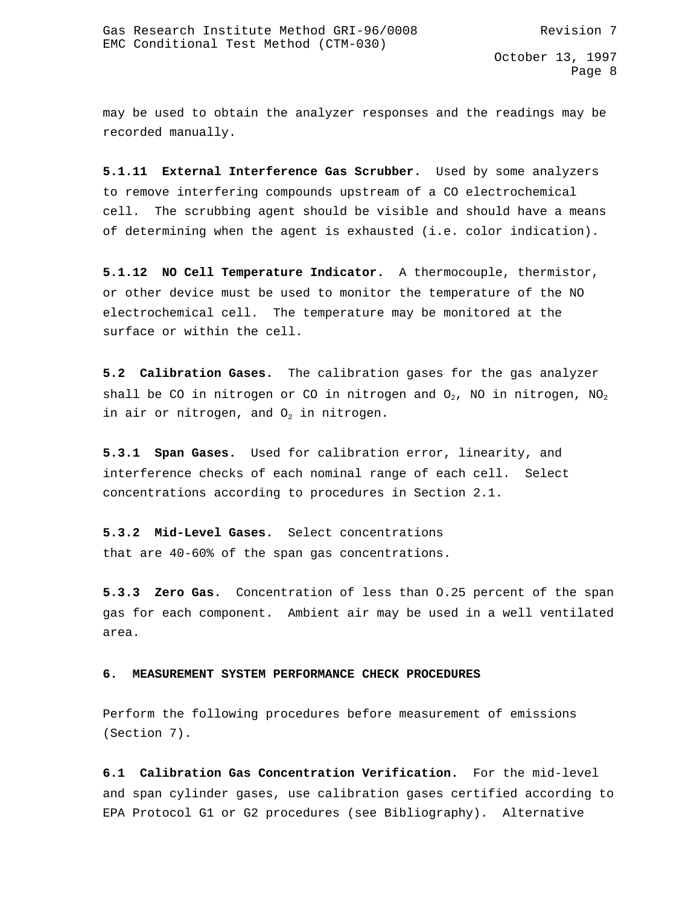may be used to obtain the analyzer responses and the readings may be recorded manually.

**5.1.11 External Interference Gas Scrubber.** Used by some analyzers to remove interfering compounds upstream of a CO electrochemical cell. The scrubbing agent should be visible and should have a means of determining when the agent is exhausted (i.e. color indication).

**5.1.12 NO Cell Temperature Indicator.** A thermocouple, thermistor, or other device must be used to monitor the temperature of the NO electrochemical cell. The temperature may be monitored at the surface or within the cell.

**5.2 Calibration Gases.** The calibration gases for the gas analyzer shall be CO in nitrogen or CO in nitrogen and $O_2$, NO in nitrogen, $NO_2$ in air or nitrogen, and $O_2$ in nitrogen.

**5.3.1 Span Gases.** Used for calibration error, linearity, and interference checks of each nominal range of each cell. Select concentrations according to procedures in Section 2.1.

**5.3.2 Mid-Level Gases.** Select concentrations that are 40-60% of the span gas concentrations.

**5.3.3 Zero Gas.** Concentration of less than O.25 percent of the span gas for each component. Ambient air may be used in a well ventilated area.

## 6. MEASUREMENT SYSTEM PERFORMANCE CHECK PROCEDURES

Perform the following procedures before measurement of emissions (Section 7).

**6.1 Calibration Gas Concentration Verification.** For the mid-level and span cylinder gases, use calibration gases certified according to EPA Protocol G1 or G2 procedures (see Bibliography). Alternative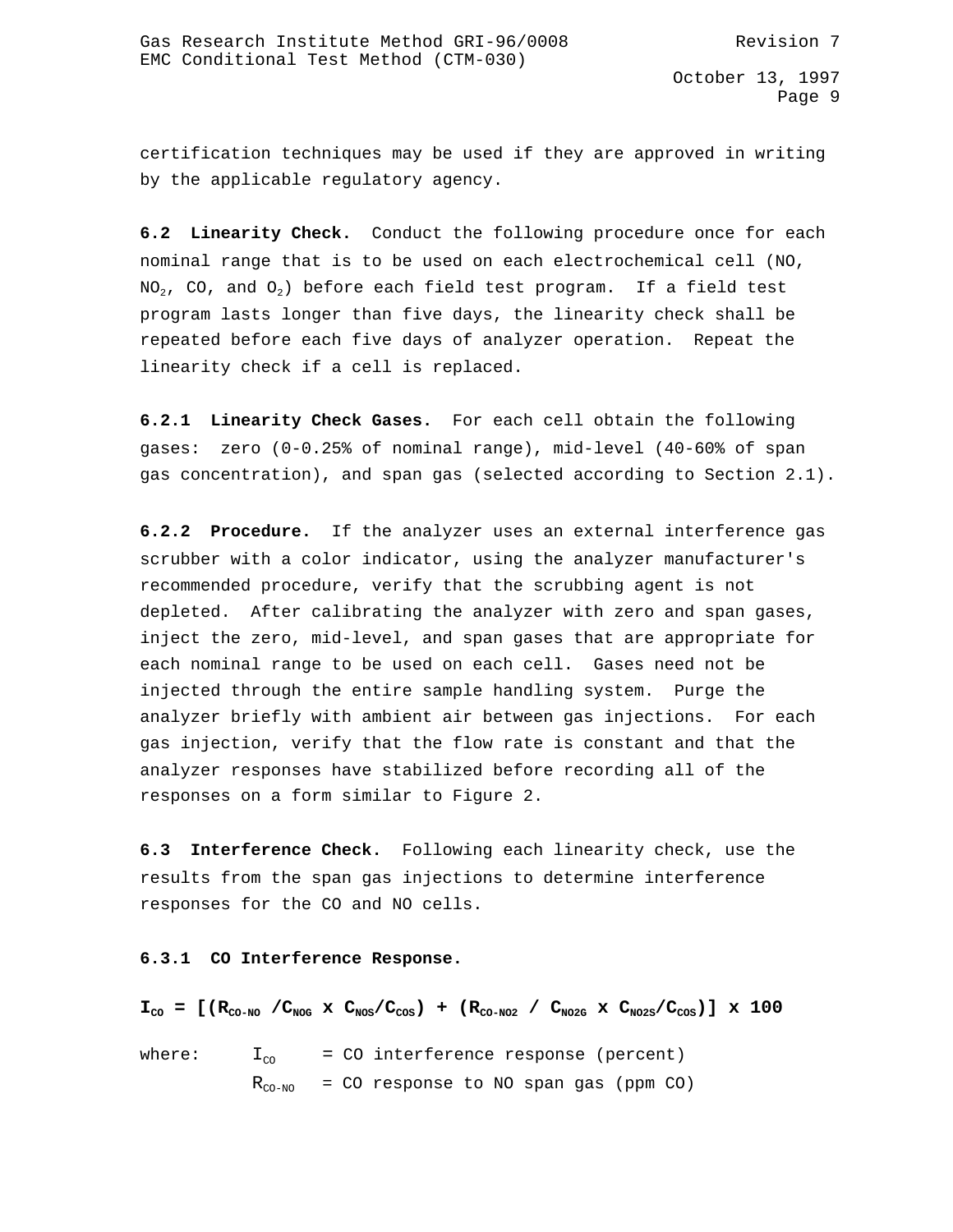certification techniques may be used if they are approved in writing by the applicable regulatory agency.

**6.2 Linearity Check.** Conduct the following procedure once for each nominal range that is to be used on each electrochemical cell (NO, $NO_2$, CO, and $O_2$) before each field test program. If a field test program lasts longer than five days, the linearity check shall be repeated before each five days of analyzer operation. Repeat the linearity check if a cell is replaced.

**6.2.1 Linearity Check Gases.** For each cell obtain the following gases: zero (0-0.25% of nominal range), mid-level (40-60% of span gas concentration), and span gas (selected according to Section 2.1).

**6.2.2 Procedure.** If the analyzer uses an external interference gas scrubber with a color indicator, using the analyzer manufacturer's recommended procedure, verify that the scrubbing agent is not depleted. After calibrating the analyzer with zero and span gases, inject the zero, mid-level, and span gases that are appropriate for each nominal range to be used on each cell. Gases need not be injected through the entire sample handling system. Purge the analyzer briefly with ambient air between gas injections. For each gas injection, verify that the flow rate is constant and that the analyzer responses have stabilized before recording all of the responses on a form similar to Figure 2.

**6.3 Interference Check.** Following each linearity check, use the results from the span gas injections to determine interference responses for the CO and NO cells.

**6.3.1 CO Interference Response.**

$$I_{CO} = [(R_{CO-NO} / C_{NOG} \times C_{NOS}/C_{COS}) + (R_{CO-NO2} / C_{NO2G} \times C_{NO2S}/C_{COS})] \times 100$$

where: $I_{CO}$ = CO interference response (percent)

$R_{CO-NO}$ = CO response to NO span gas (ppm CO)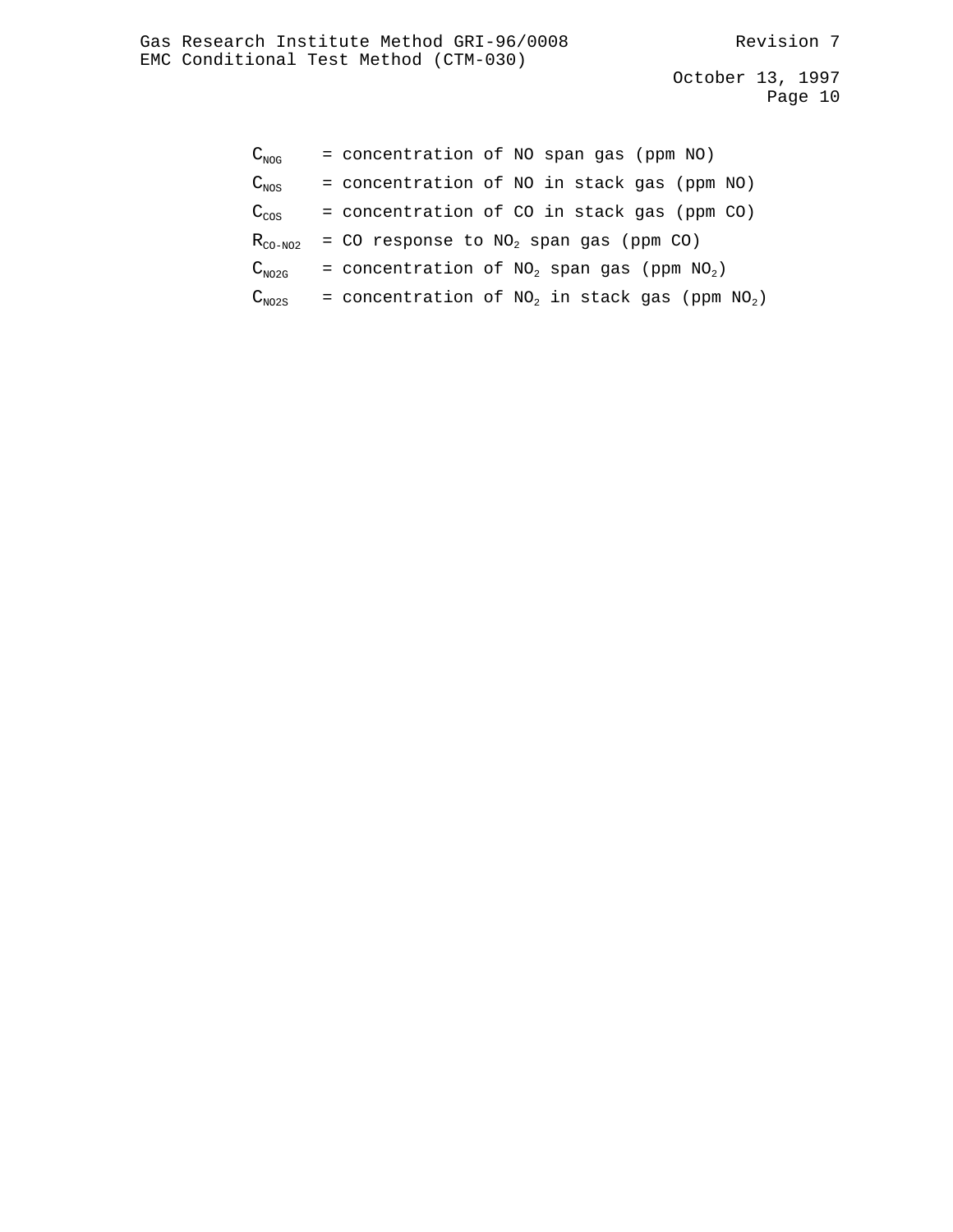$C_{NOG}$ = concentration of NO span gas (ppm NO)

$C_{NOS}$ = concentration of NO in stack gas (ppm NO)

$C_{COS}$ = concentration of CO in stack gas (ppm CO)

$R_{CO-NO2}$ = CO response to $NO_2$ span gas (ppm CO)

$C_{NO2G}$ = concentration of $NO_2$ span gas (ppm $NO_2$)

$C_{NO2S}$ = concentration of $NO_2$ in stack gas (ppm $NO_2$)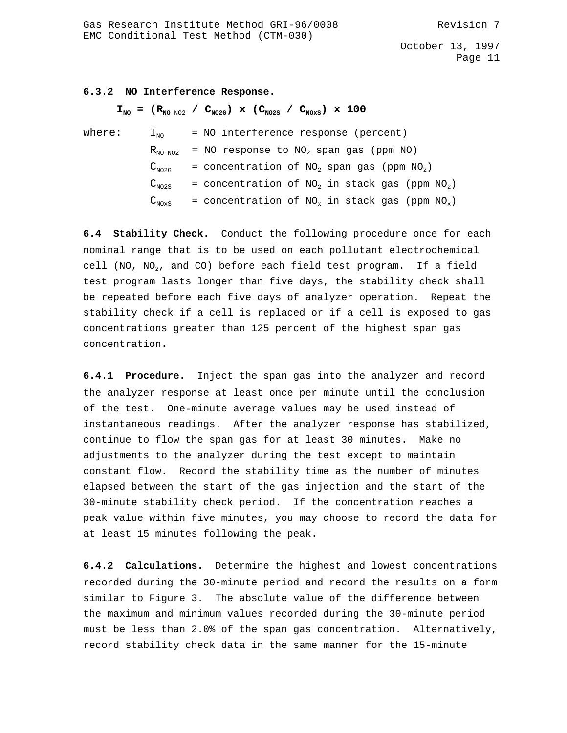**6.3.2 NO Interference Response.**

$$I_{NO} = (R_{NO\text{-}NO2} / C_{NO2G}) \times (C_{NO2S} / C_{NOxS}) \times 100$$

where:

- $I_{NO}$ = NO interference response (percent)
- $R_{NO\text{-}NO2}$ = NO response to $NO_2$ span gas (ppm NO)
- $C_{NO2G}$ = concentration of $NO_2$ span gas (ppm $NO_2$)
- $C_{NO2S}$ = concentration of $NO_2$ in stack gas (ppm $NO_2$)
- $C_{NOxS}$ = concentration of $NO_x$ in stack gas (ppm $NO_x$)

**6.4 Stability Check.** Conduct the following procedure once for each nominal range that is to be used on each pollutant electrochemical cell (NO, $NO_2$, and CO) before each field test program. If a field test program lasts longer than five days, the stability check shall be repeated before each five days of analyzer operation. Repeat the stability check if a cell is replaced or if a cell is exposed to gas concentrations greater than 125 percent of the highest span gas concentration.

**6.4.1 Procedure.** Inject the span gas into the analyzer and record the analyzer response at least once per minute until the conclusion of the test. One-minute average values may be used instead of instantaneous readings. After the analyzer response has stabilized, continue to flow the span gas for at least 30 minutes. Make no adjustments to the analyzer during the test except to maintain constant flow. Record the stability time as the number of minutes elapsed between the start of the gas injection and the start of the 30-minute stability check period. If the concentration reaches a peak value within five minutes, you may choose to record the data for at least 15 minutes following the peak.

**6.4.2 Calculations.** Determine the highest and lowest concentrations recorded during the 30-minute period and record the results on a form similar to Figure 3. The absolute value of the difference between the maximum and minimum values recorded during the 30-minute period must be less than 2.0% of the span gas concentration. Alternatively, record stability check data in the same manner for the 15-minute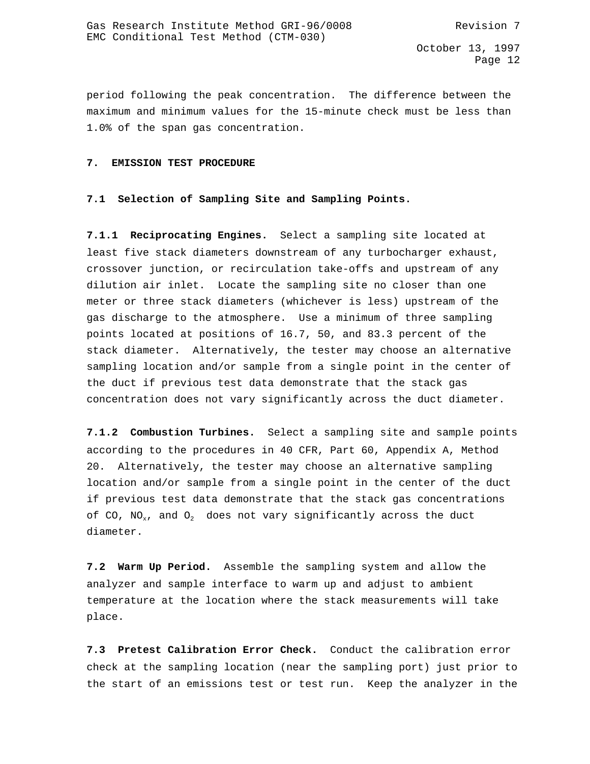period following the peak concentration. The difference between the maximum and minimum values for the 15-minute check must be less than 1.0% of the span gas concentration.

## 7. EMISSION TEST PROCEDURE

### 7.1 Selection of Sampling Site and Sampling Points.

**7.1.1 Reciprocating Engines.** Select a sampling site located at least five stack diameters downstream of any turbocharger exhaust, crossover junction, or recirculation take-offs and upstream of any dilution air inlet. Locate the sampling site no closer than one meter or three stack diameters (whichever is less) upstream of the gas discharge to the atmosphere. Use a minimum of three sampling points located at positions of 16.7, 50, and 83.3 percent of the stack diameter. Alternatively, the tester may choose an alternative sampling location and/or sample from a single point in the center of the duct if previous test data demonstrate that the stack gas concentration does not vary significantly across the duct diameter.

**7.1.2 Combustion Turbines.** Select a sampling site and sample points according to the procedures in 40 CFR, Part 60, Appendix A, Method 20. Alternatively, the tester may choose an alternative sampling location and/or sample from a single point in the center of the duct if previous test data demonstrate that the stack gas concentrations of CO, $NO_x$, and $O_2$ does not vary significantly across the duct diameter.

**7.2 Warm Up Period.** Assemble the sampling system and allow the analyzer and sample interface to warm up and adjust to ambient temperature at the location where the stack measurements will take place.

**7.3 Pretest Calibration Error Check.** Conduct the calibration error check at the sampling location (near the sampling port) just prior to the start of an emissions test or test run. Keep the analyzer in the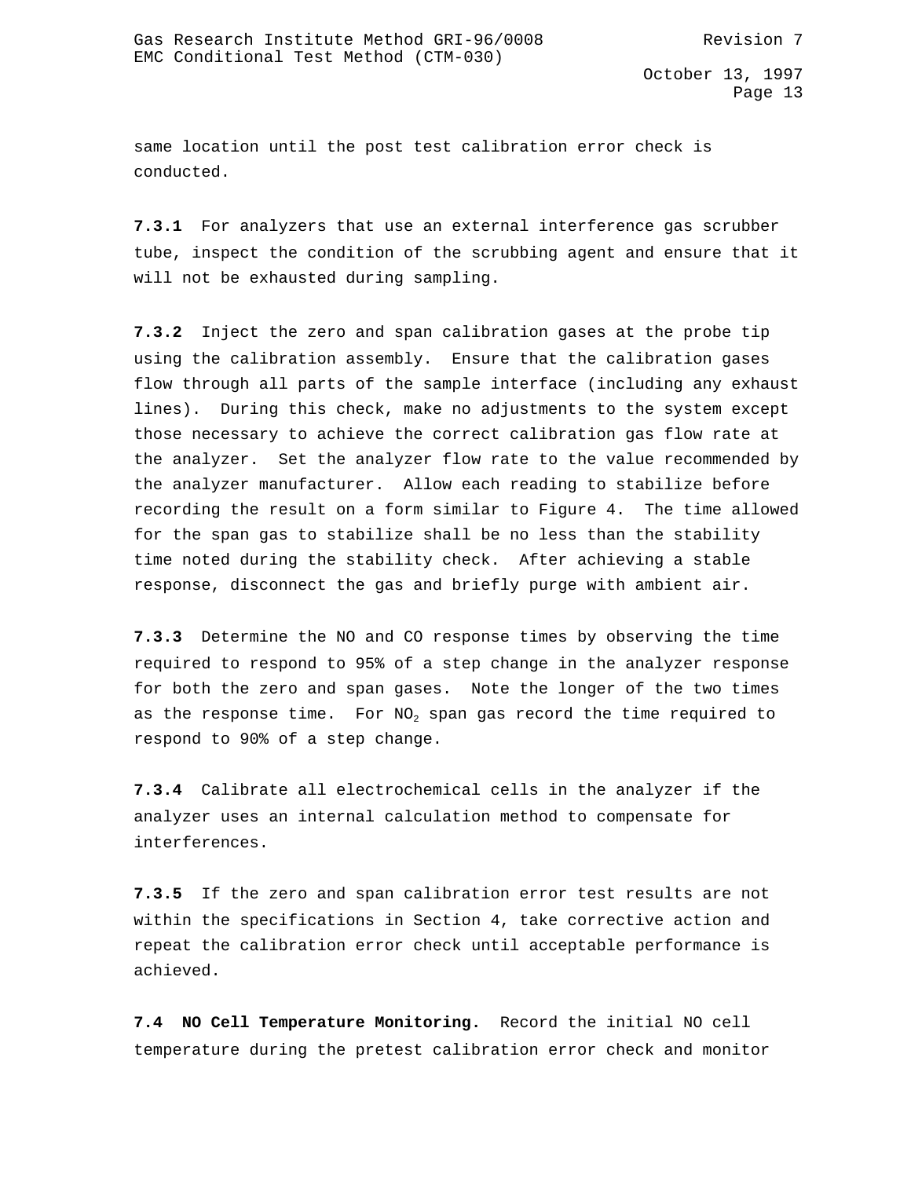same location until the post test calibration error check is conducted.

**7.3.1** For analyzers that use an external interference gas scrubber tube, inspect the condition of the scrubbing agent and ensure that it will not be exhausted during sampling.

**7.3.2** Inject the zero and span calibration gases at the probe tip using the calibration assembly. Ensure that the calibration gases flow through all parts of the sample interface (including any exhaust lines). During this check, make no adjustments to the system except those necessary to achieve the correct calibration gas flow rate at the analyzer. Set the analyzer flow rate to the value recommended by the analyzer manufacturer. Allow each reading to stabilize before recording the result on a form similar to Figure 4. The time allowed for the span gas to stabilize shall be no less than the stability time noted during the stability check. After achieving a stable response, disconnect the gas and briefly purge with ambient air.

**7.3.3** Determine the NO and CO response times by observing the time required to respond to 95% of a step change in the analyzer response for both the zero and span gases. Note the longer of the two times as the response time. For $NO_2$ span gas record the time required to respond to 90% of a step change.

**7.3.4** Calibrate all electrochemical cells in the analyzer if the analyzer uses an internal calculation method to compensate for interferences.

**7.3.5** If the zero and span calibration error test results are not within the specifications in Section 4, take corrective action and repeat the calibration error check until acceptable performance is achieved.

**7.4 NO Cell Temperature Monitoring.** Record the initial NO cell temperature during the pretest calibration error check and monitor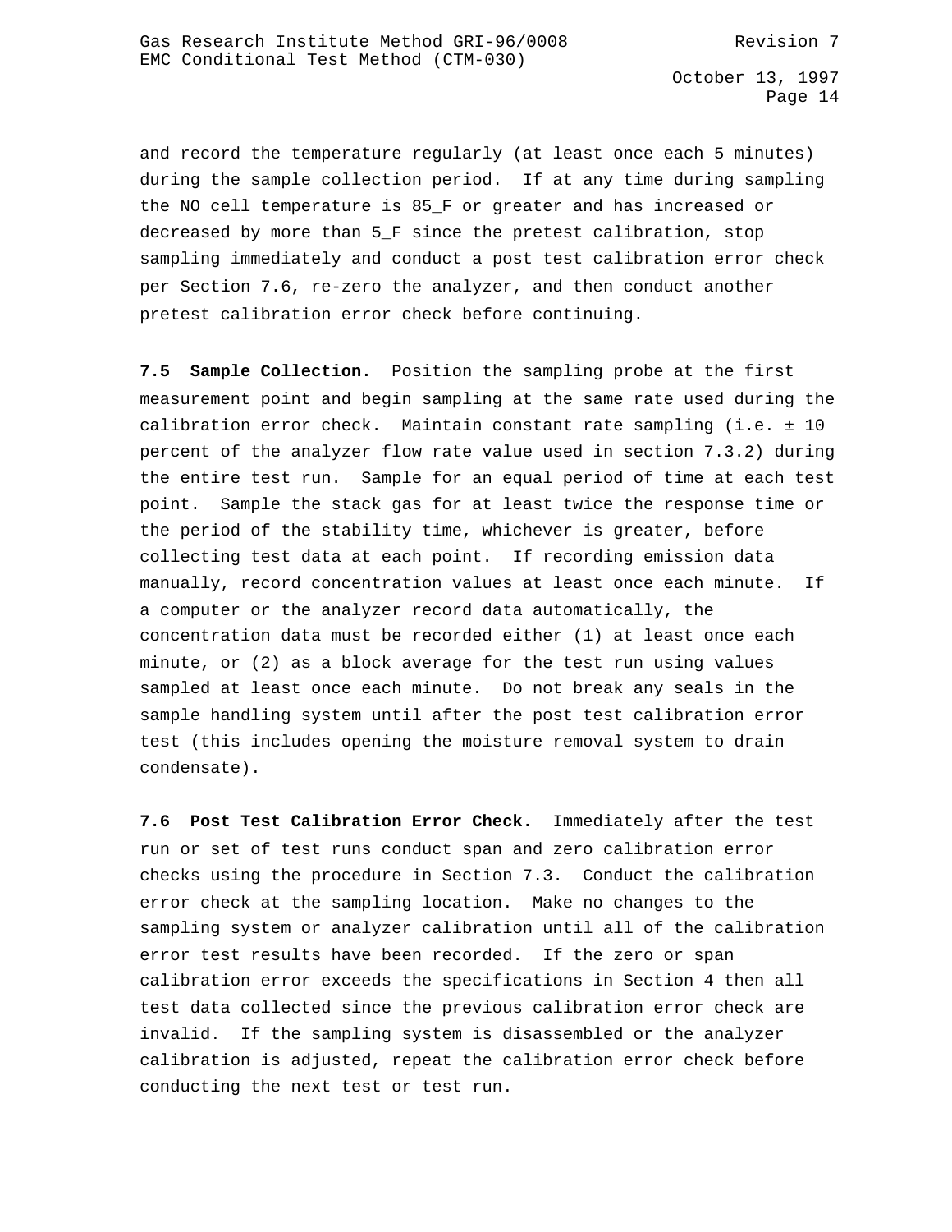and record the temperature regularly (at least once each 5 minutes) during the sample collection period. If at any time during sampling the NO cell temperature is 85_F or greater and has increased or decreased by more than 5_F since the pretest calibration, stop sampling immediately and conduct a post test calibration error check per Section 7.6, re-zero the analyzer, and then conduct another pretest calibration error check before continuing.

**7.5 Sample Collection.** Position the sampling probe at the first measurement point and begin sampling at the same rate used during the calibration error check. Maintain constant rate sampling (i.e. ± 10 percent of the analyzer flow rate value used in section 7.3.2) during the entire test run. Sample for an equal period of time at each test point. Sample the stack gas for at least twice the response time or the period of the stability time, whichever is greater, before collecting test data at each point. If recording emission data manually, record concentration values at least once each minute. If a computer or the analyzer record data automatically, the concentration data must be recorded either (1) at least once each minute, or (2) as a block average for the test run using values sampled at least once each minute. Do not break any seals in the sample handling system until after the post test calibration error test (this includes opening the moisture removal system to drain condensate).

**7.6 Post Test Calibration Error Check.** Immediately after the test run or set of test runs conduct span and zero calibration error checks using the procedure in Section 7.3. Conduct the calibration error check at the sampling location. Make no changes to the sampling system or analyzer calibration until all of the calibration error test results have been recorded. If the zero or span calibration error exceeds the specifications in Section 4 then all test data collected since the previous calibration error check are invalid. If the sampling system is disassembled or the analyzer calibration is adjusted, repeat the calibration error check before conducting the next test or test run.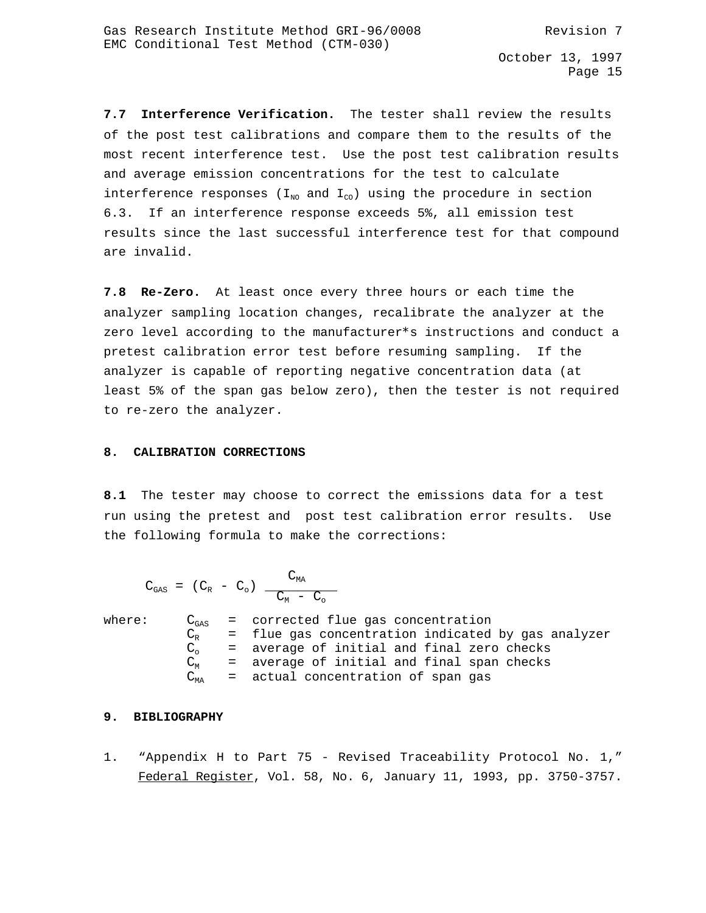**7.7 Interference Verification.** The tester shall review the results of the post test calibrations and compare them to the results of the most recent interference test. Use the post test calibration results and average emission concentrations for the test to calculate interference responses ($I_{NO}$ and $I_{CO}$) using the procedure in section 6.3. If an interference response exceeds 5%, all emission test results since the last successful interference test for that compound are invalid.

**7.8 Re-Zero.** At least once every three hours or each time the analyzer sampling location changes, recalibrate the analyzer at the zero level according to the manufacturer*s instructions and conduct a pretest calibration error test before resuming sampling. If the analyzer is capable of reporting negative concentration data (at least 5% of the span gas below zero), then the tester is not required to re-zero the analyzer.

## 8. CALIBRATION CORRECTIONS

**8.1** The tester may choose to correct the emissions data for a test run using the pretest and post test calibration error results. Use the following formula to make the corrections:

$$C_{GAS} = (C_R - C_o) \frac{C_{MA}}{C_M - C_o}$$

where:
- $C_{GAS}$ = corrected flue gas concentration
- $C_R$ = flue gas concentration indicated by gas analyzer
- $C_o$ = average of initial and final zero checks
- $C_M$ = average of initial and final span checks
- $C_{MA}$ = actual concentration of span gas

## 9. BIBLIOGRAPHY

1. "Appendix H to Part 75 - Revised Traceability Protocol No. 1," Federal Register, Vol. 58, No. 6, January 11, 1993, pp. 3750-3757.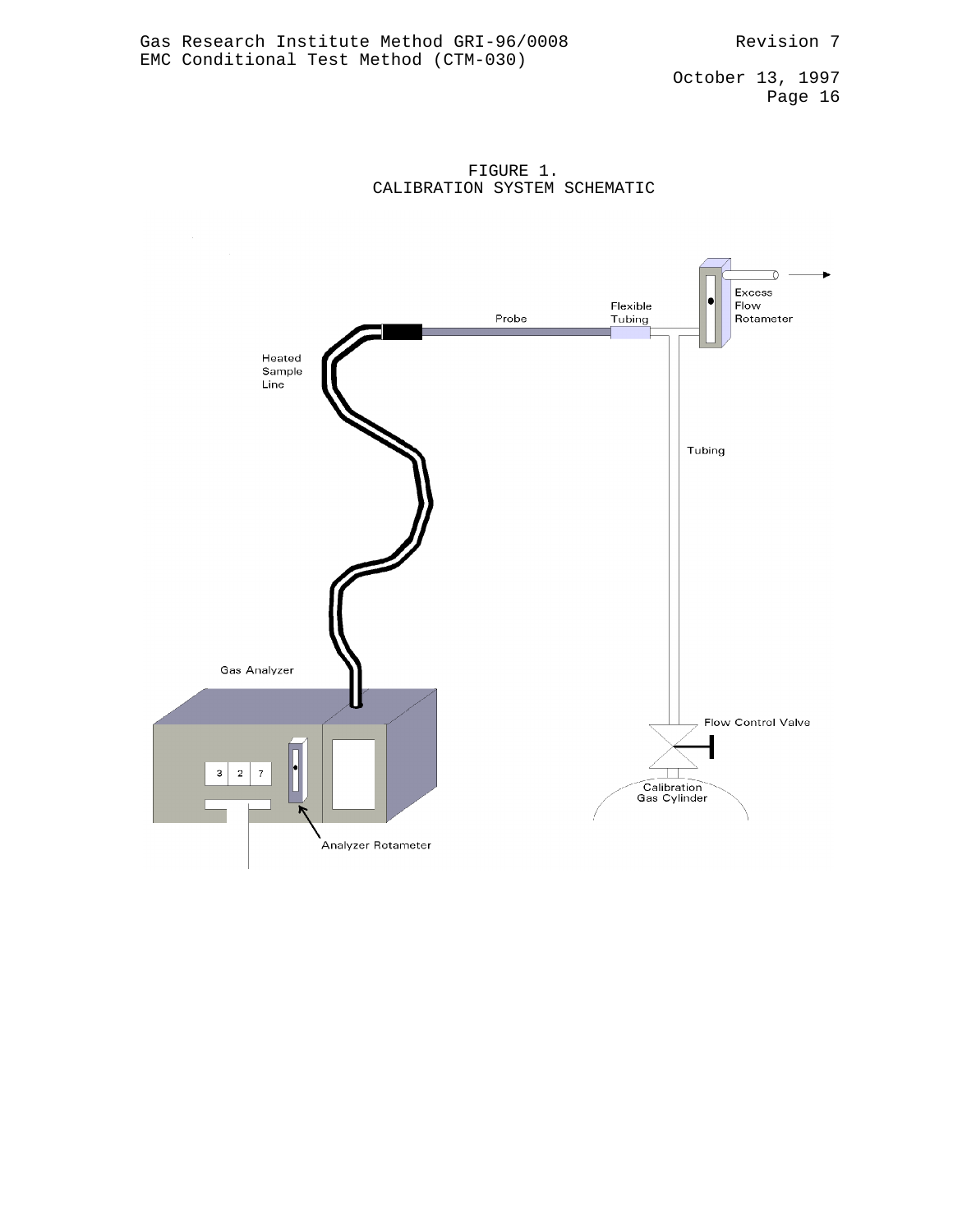FIGURE 1.
CALIBRATION SYSTEM SCHEMATIC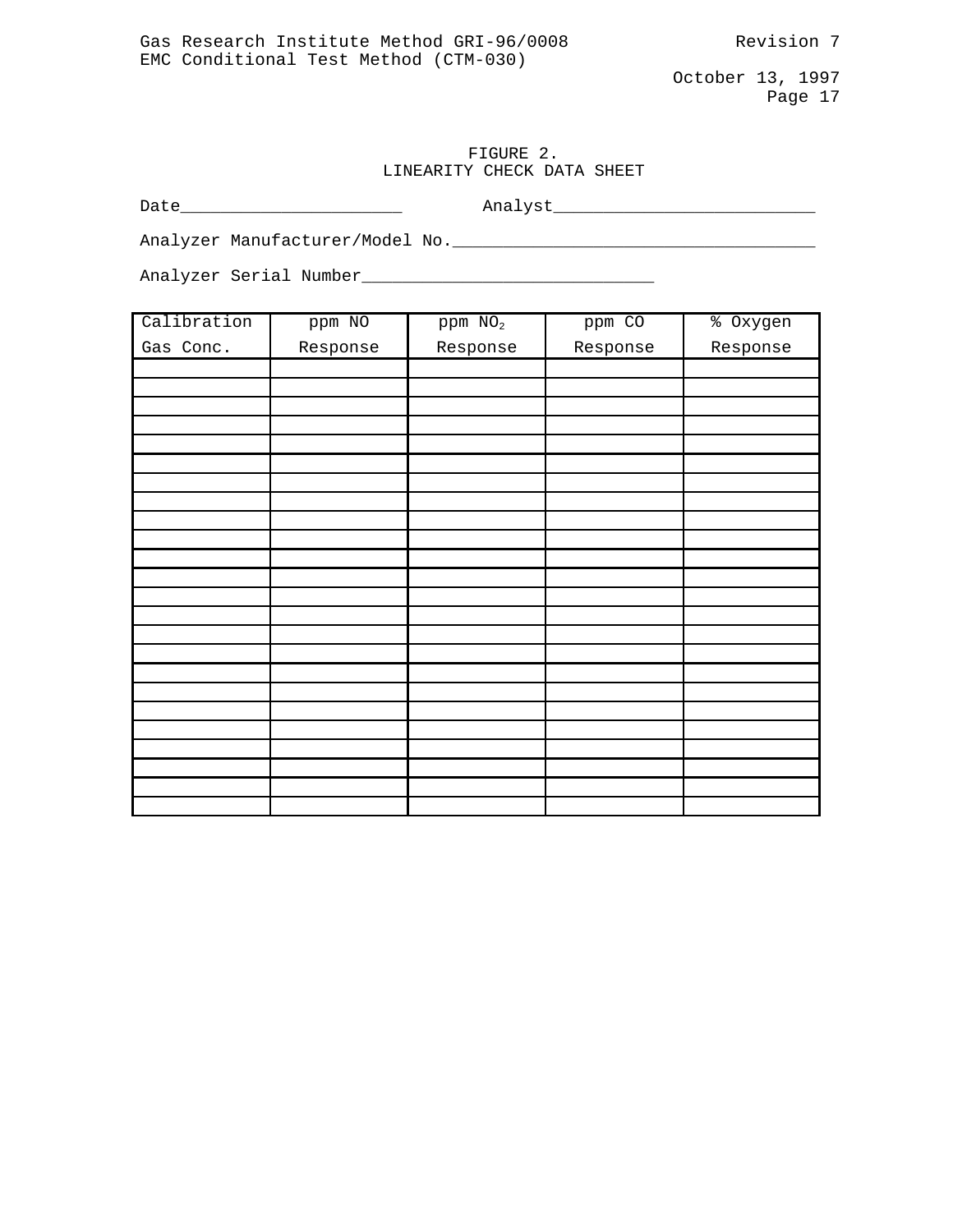FIGURE 2.
LINEARITY CHECK DATA SHEET

Date______________________ Analyst__________________________

Analyzer Manufacturer/Model No.____________________________________

Analyzer Serial Number_____________________________

| Calibration Gas Conc. | ppm NO Response | ppm $NO_2$ Response | ppm CO Response | % Oxygen Response |
|---|---|---|---|---|
| | | | | |
| | | | | |
| | | | | |
| | | | | |
| | | | | |
| | | | | |
| | | | | |
| | | | | |
| | | | | |
| | | | | |
| | | | | |
| | | | | |
| | | | | |
| | | | | |
| | | | | |
| | | | | |
| | | | | |
| | | | | |
| | | | | |
| | | | | |
| | | | | |
| | | | | |
| | | | | |
| | | | | |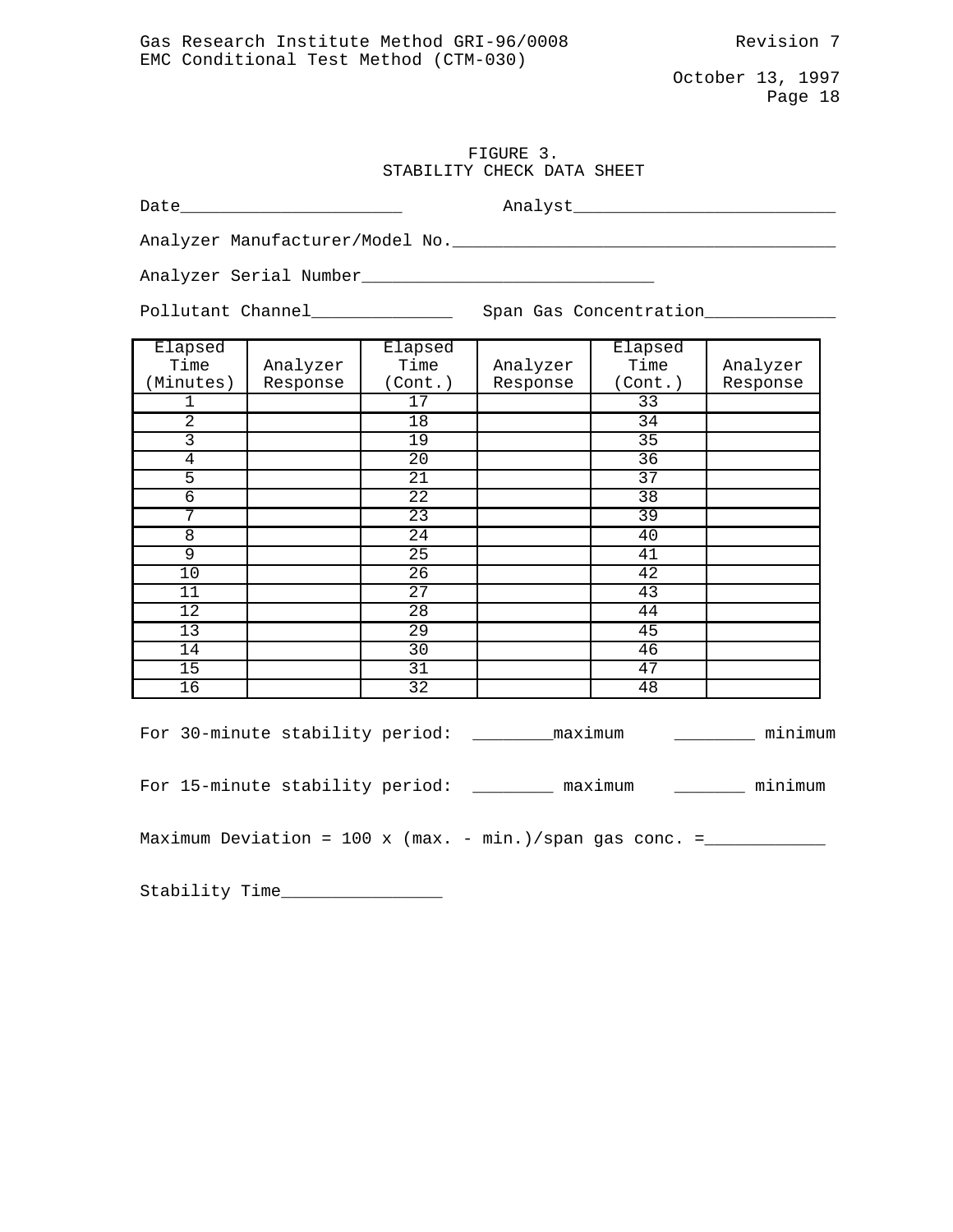FIGURE 3.
STABILITY CHECK DATA SHEET

Date______________________ Analyst_________________________

Analyzer Manufacturer/Model No.______________________________________

Analyzer Serial Number_____________________________

Pollutant Channel______________ Span Gas Concentration_____________

| Elapsed Time (Minutes) | Analyzer Response | Elapsed Time (Cont.) | Analyzer Response | Elapsed Time (Cont.) | Analyzer Response |
|---|---|---|---|---|---|
| 1 | | 17 | | 33 | |
| 2 | | 18 | | 34 | |
| 3 | | 19 | | 35 | |
| 4 | | 20 | | 36 | |
| 5 | | 21 | | 37 | |
| 6 | | 22 | | 38 | |
| 7 | | 23 | | 39 | |
| 8 | | 24 | | 40 | |
| 9 | | 25 | | 41 | |
| 10 | | 26 | | 42 | |
| 11 | | 27 | | 43 | |
| 12 | | 28 | | 44 | |
| 13 | | 29 | | 45 | |
| 14 | | 30 | | 46 | |
| 15 | | 31 | | 47 | |
| 16 | | 32 | | 48 | |

For 30-minute stability period: ________maximum ________ minimum

For 15-minute stability period: ________ maximum _______ minimum

Maximum Deviation = 100 x (max. - min.)/span gas conc. =____________

Stability Time________________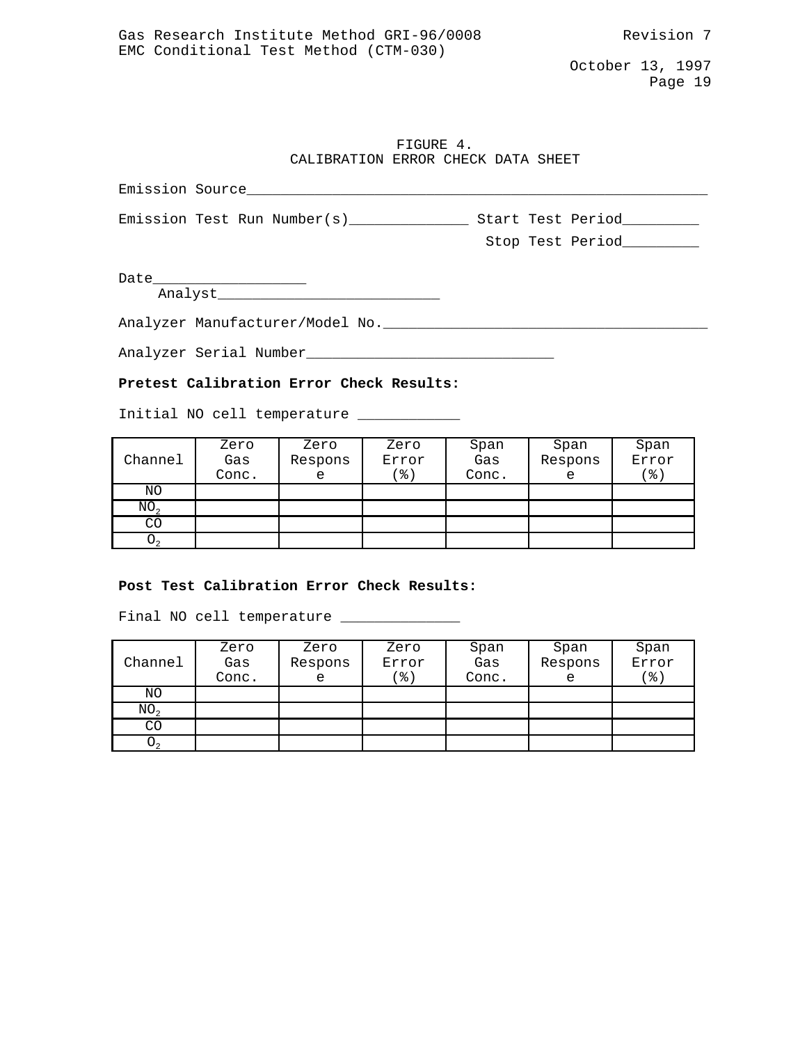FIGURE 4.
CALIBRATION ERROR CHECK DATA SHEET

Emission Source_______________________________________________________

Emission Test Run Number(s)______________ Start Test Period_________

Stop Test Period_________

Date__________________ Analyst__________________________

Analyzer Manufacturer/Model No.______________________________________

Analyzer Serial Number_____________________________

**Pretest Calibration Error Check Results:**

Initial NO cell temperature ____________

| Channel | Zero Gas Conc. | Zero Response | Zero Error (%) | Span Gas Conc. | Span Response | Span Error (%) |
|---|---|---|---|---|---|---|
| NO | | | | | | |
| $NO_2$ | | | | | | |
| CO | | | | | | |
| $O_2$ | | | | | | |

**Post Test Calibration Error Check Results:**

Final NO cell temperature ______________

| Channel | Zero Gas Conc. | Zero Response | Zero Error (%) | Span Gas Conc. | Span Response | Span Error (%) |
|---|---|---|---|---|---|---|
| NO | | | | | | |
| $NO_2$ | | | | | | |
| CO | | | | | | |
| $O_2$ | | | | | | |